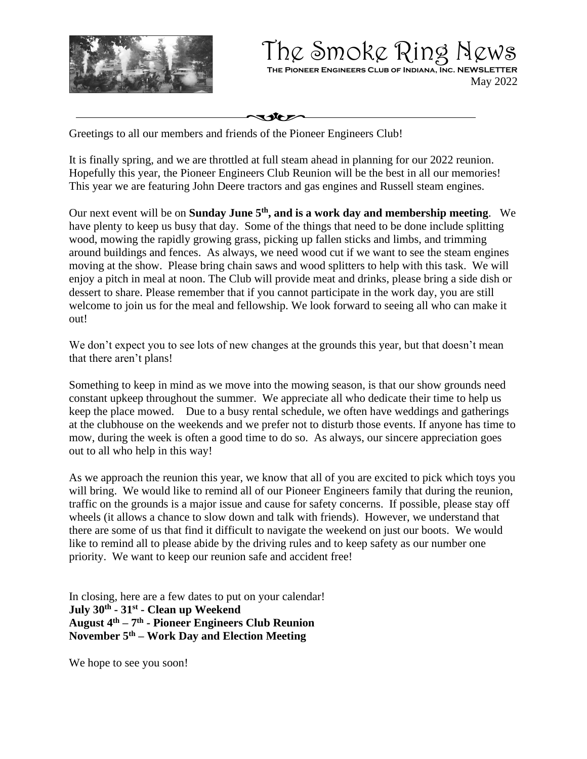# The Smoke Ring News

**The Pioneer Engineers Club of Indiana, Inc. NEWSLETTER**

May 2022

Greetings to all our members and friends of the Pioneer Engineers Club!

It is finally spring, and we are throttled at full steam ahead in planning for our 2022 reunion. Hopefully this year, the Pioneer Engineers Club Reunion will be the best in all our memories! This year we are featuring John Deere tractors and gas engines and Russell steam engines.

Our next event will be on **Sunday June 5th, and is a work day and membership meeting**. We have plenty to keep us busy that day. Some of the things that need to be done include splitting wood, mowing the rapidly growing grass, picking up fallen sticks and limbs, and trimming around buildings and fences. As always, we need wood cut if we want to see the steam engines moving at the show. Please bring chain saws and wood splitters to help with this task. We will enjoy a pitch in meal at noon. The Club will provide meat and drinks, please bring a side dish or dessert to share. Please remember that if you cannot participate in the work day, you are still welcome to join us for the meal and fellowship. We look forward to seeing all who can make it out!

We don't expect you to see lots of new changes at the grounds this year, but that doesn't mean that there aren't plans!

Something to keep in mind as we move into the mowing season, is that our show grounds need constant upkeep throughout the summer. We appreciate all who dedicate their time to help us keep the place mowed. Due to a busy rental schedule, we often have weddings and gatherings at the clubhouse on the weekends and we prefer not to disturb those events. If anyone has time to mow, during the week is often a good time to do so. As always, our sincere appreciation goes out to all who help in this way!

As we approach the reunion this year, we know that all of you are excited to pick which toys you will bring. We would like to remind all of our Pioneer Engineers family that during the reunion, traffic on the grounds is a major issue and cause for safety concerns. If possible, please stay off wheels (it allows a chance to slow down and talk with friends). However, we understand that there are some of us that find it difficult to navigate the weekend on just our boots. We would like to remind all to please abide by the driving rules and to keep safety as our number one priority. We want to keep our reunion safe and accident free!

In closing, here are a few dates to put on your calendar!
**July 30th - 31st - Clean up Weekend**
**August 4th – 7th - Pioneer Engineers Club Reunion**
**November 5th – Work Day and Election Meeting**

We hope to see you soon!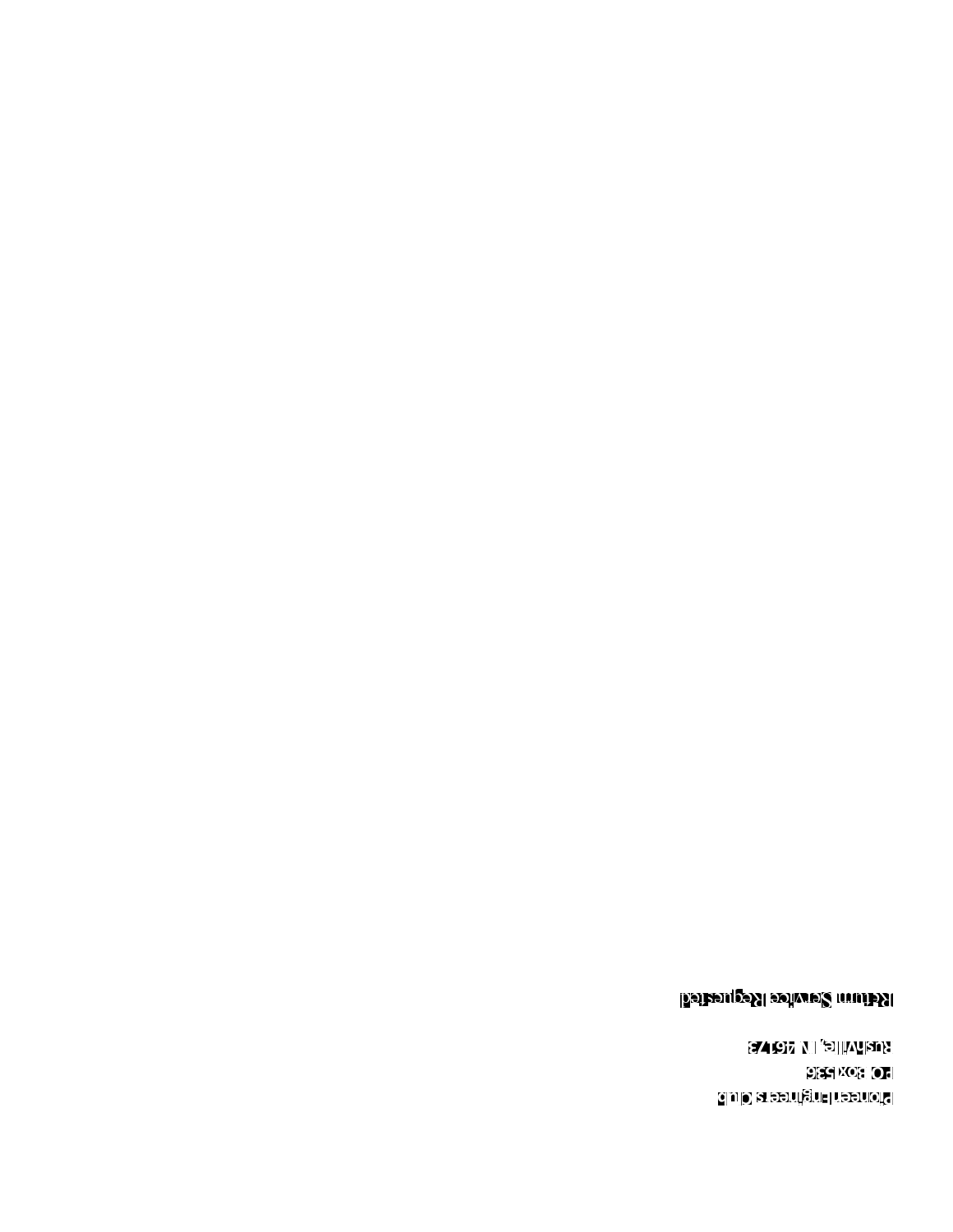Pioneer Engineers Club
PO Box 536
Rushville, IN 46173

Return Service Requested